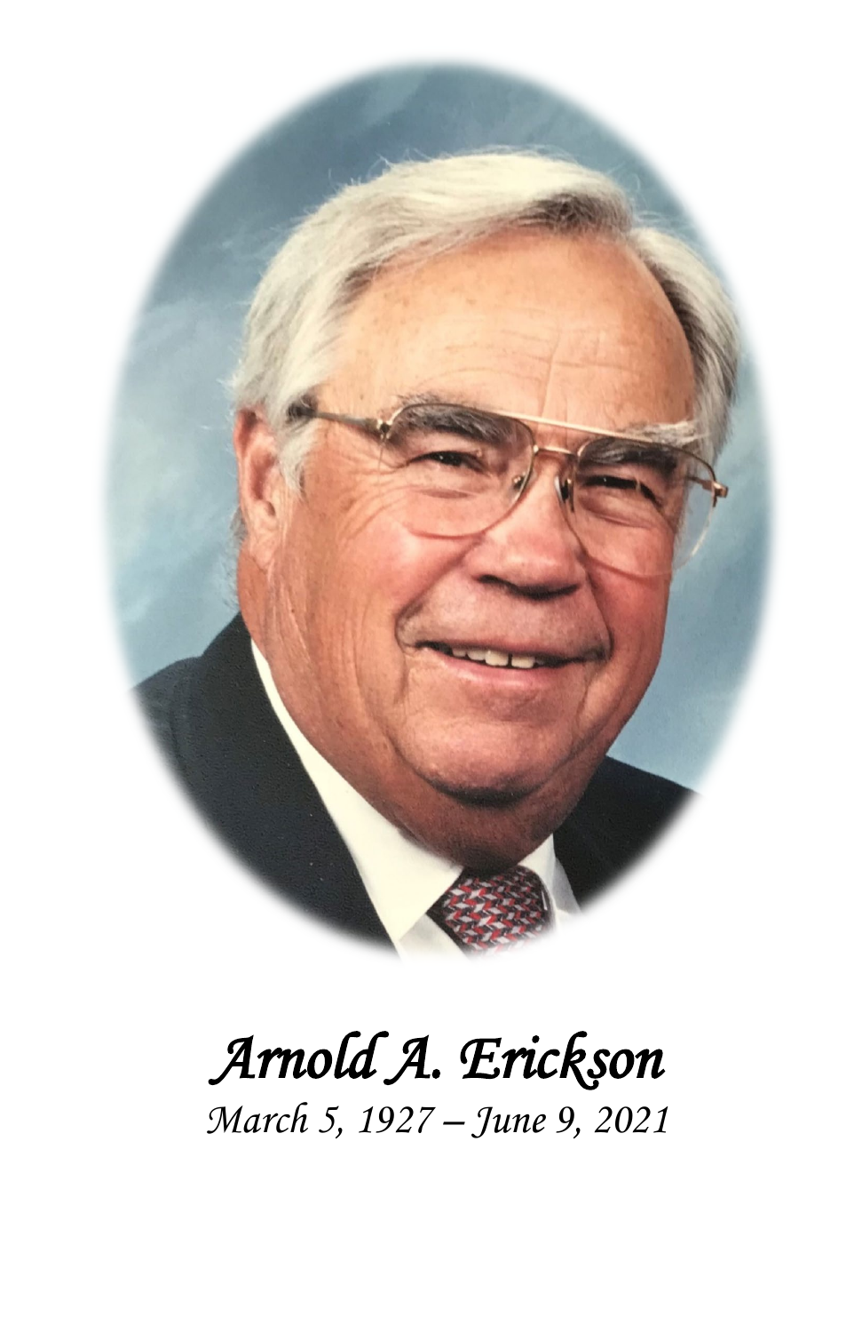# *Arnold A. Erickson*

*March 5, 1927 – June 9, 2021*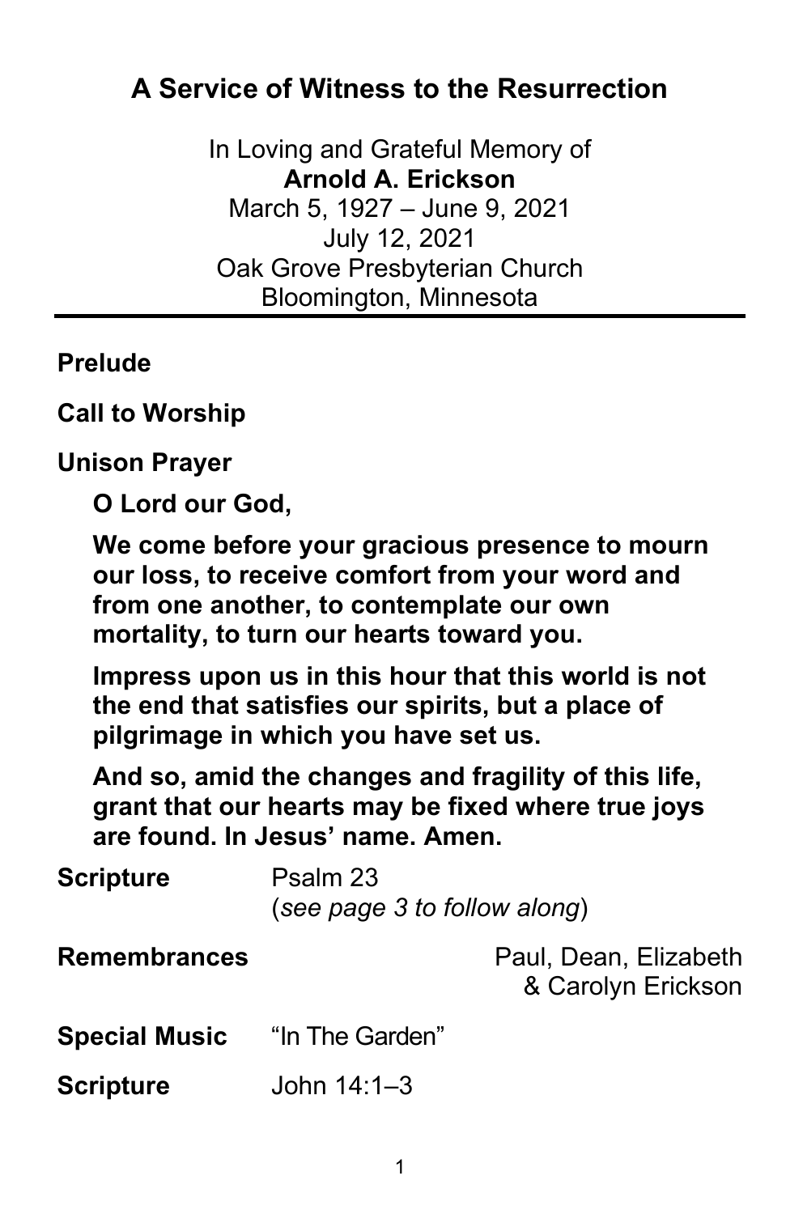# A Service of Witness to the Resurrection

In Loving and Grateful Memory of
**Arnold A. Erickson**
March 5, 1927 – June 9, 2021
July 12, 2021
Oak Grove Presbyterian Church
Bloomington, Minnesota

---

**Prelude**

**Call to Worship**

**Unison Prayer**

**O Lord our God,**

**We come before your gracious presence to mourn our loss, to receive comfort from your word and from one another, to contemplate our own mortality, to turn our hearts toward you.**

**Impress upon us in this hour that this world is not the end that satisfies our spirits, but a place of pilgrimage in which you have set us.**

**And so, amid the changes and fragility of this life, grant that our hearts may be fixed where true joys are found. In Jesus' name. Amen.**

**Scripture** Psalm 23
(*see page 3 to follow along*)

**Remembrances** Paul, Dean, Elizabeth & Carolyn Erickson

**Special Music** "In The Garden"

**Scripture** John 14:1–3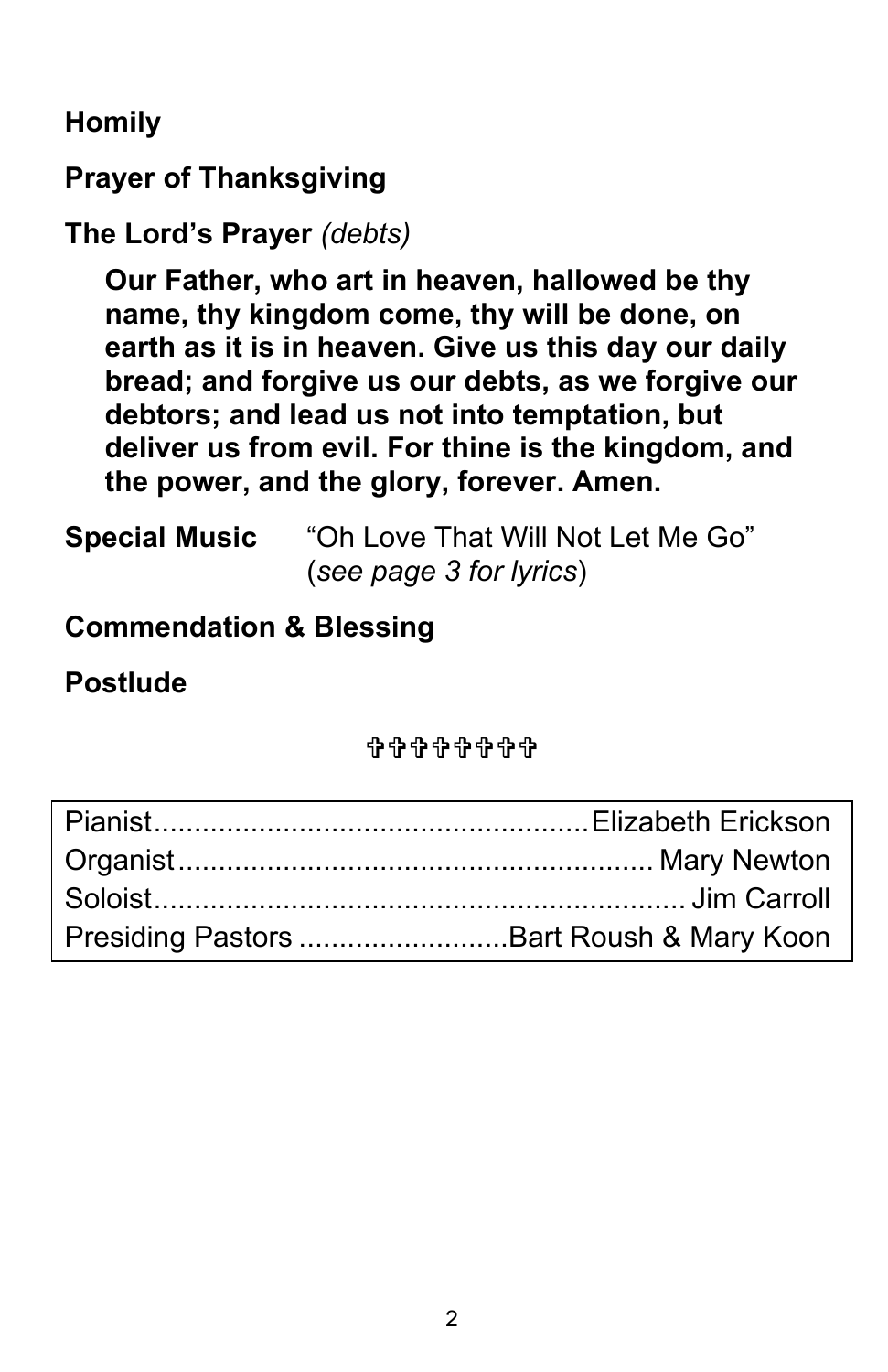**Homily**

**Prayer of Thanksgiving**

**The Lord's Prayer** *(debts)*

> **Our Father, who art in heaven, hallowed be thy name, thy kingdom come, thy will be done, on earth as it is in heaven. Give us this day our daily bread; and forgive us our debts, as we forgive our debtors; and lead us not into temptation, but deliver us from evil. For thine is the kingdom, and the power, and the glory, forever. Amen.**

**Special Music** "Oh Love That Will Not Let Me Go" (*see page 3 for lyrics*)

**Commendation & Blessing**

**Postlude**

✞✞✞✞✞✞✞✞

| | |
|---|---|
| Pianist | Elizabeth Erickson |
| Organist | Mary Newton |
| Soloist | Jim Carroll |
| Presiding Pastors | Bart Roush & Mary Koon |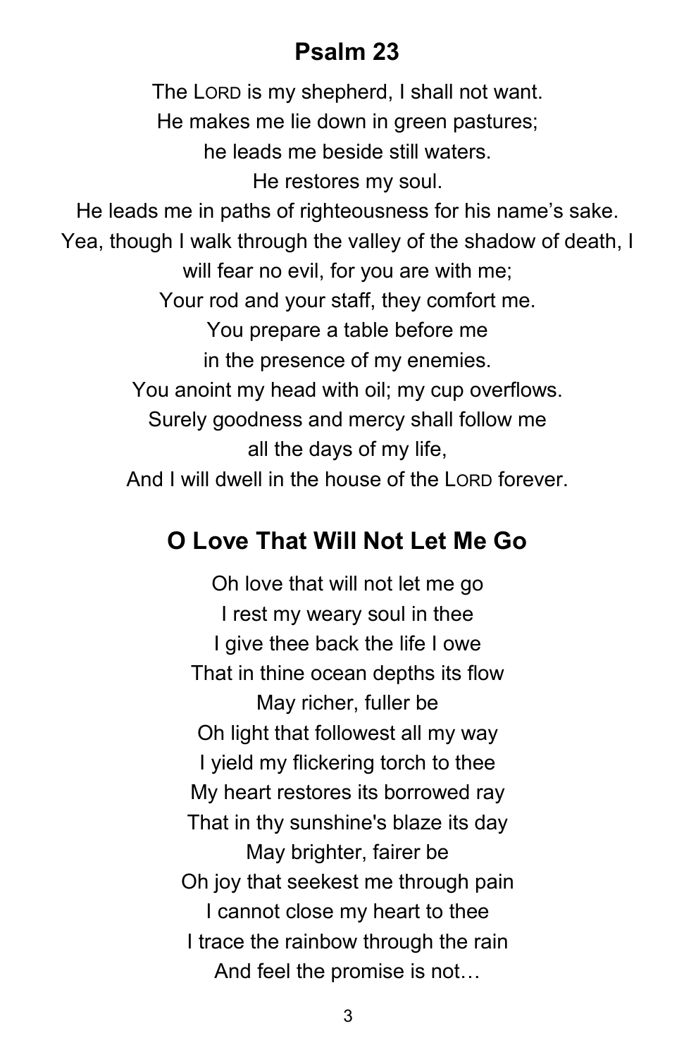## Psalm 23

The LORD is my shepherd, I shall not want.
He makes me lie down in green pastures;
he leads me beside still waters.
He restores my soul.
He leads me in paths of righteousness for his name's sake.
Yea, though I walk through the valley of the shadow of death, I will fear no evil, for you are with me;
Your rod and your staff, they comfort me.
You prepare a table before me
in the presence of my enemies.
You anoint my head with oil; my cup overflows.
Surely goodness and mercy shall follow me
all the days of my life,
And I will dwell in the house of the LORD forever.

## O Love That Will Not Let Me Go

Oh love that will not let me go
I rest my weary soul in thee
I give thee back the life I owe
That in thine ocean depths its flow
May richer, fuller be
Oh light that followest all my way
I yield my flickering torch to thee
My heart restores its borrowed ray
That in thy sunshine's blaze its day
May brighter, fairer be
Oh joy that seekest me through pain
I cannot close my heart to thee
I trace the rainbow through the rain
And feel the promise is not…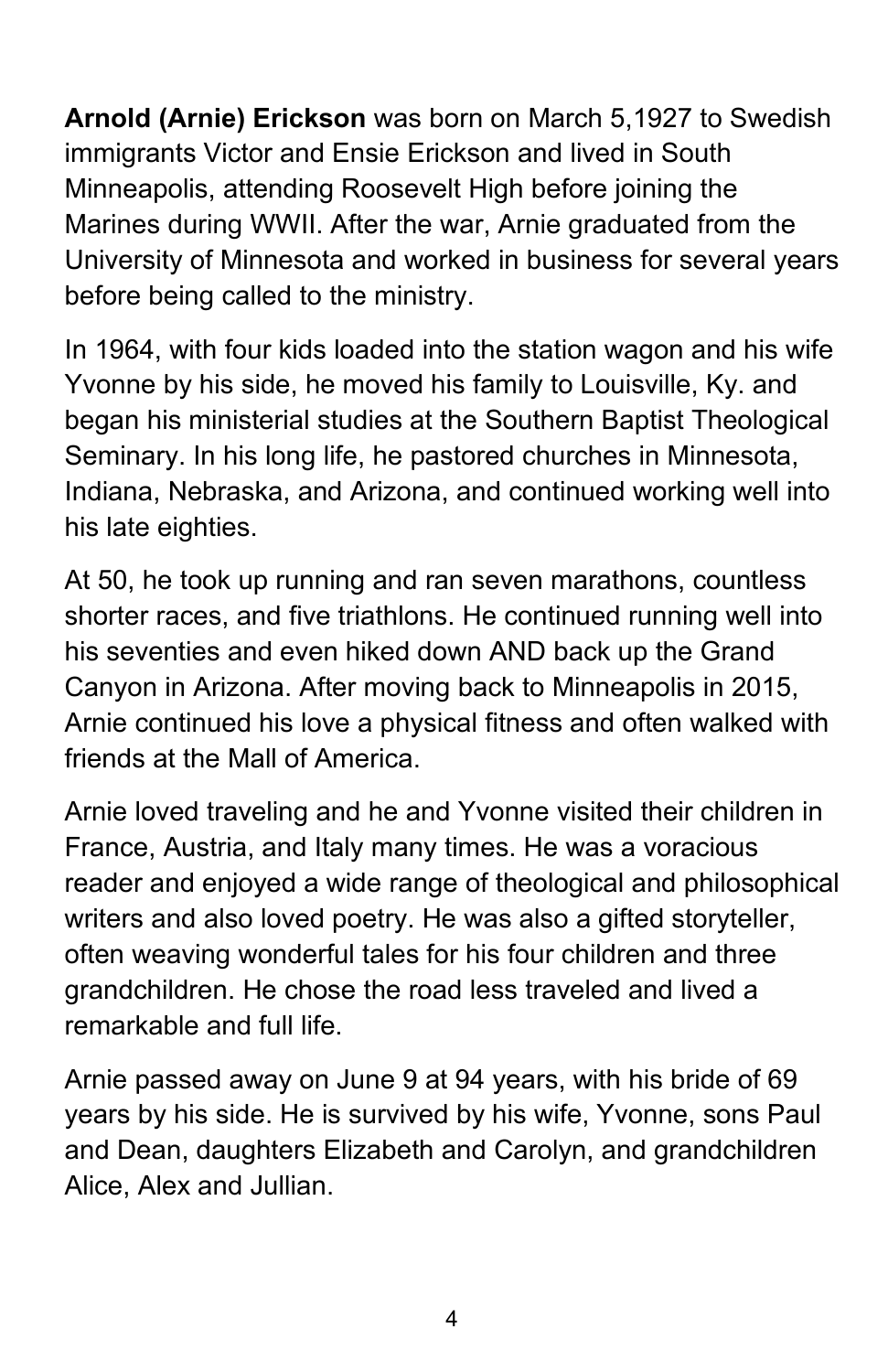**Arnold (Arnie) Erickson** was born on March 5,1927 to Swedish immigrants Victor and Ensie Erickson and lived in South Minneapolis, attending Roosevelt High before joining the Marines during WWII. After the war, Arnie graduated from the University of Minnesota and worked in business for several years before being called to the ministry.

In 1964, with four kids loaded into the station wagon and his wife Yvonne by his side, he moved his family to Louisville, Ky. and began his ministerial studies at the Southern Baptist Theological Seminary. In his long life, he pastored churches in Minnesota, Indiana, Nebraska, and Arizona, and continued working well into his late eighties.

At 50, he took up running and ran seven marathons, countless shorter races, and five triathlons. He continued running well into his seventies and even hiked down AND back up the Grand Canyon in Arizona. After moving back to Minneapolis in 2015, Arnie continued his love a physical fitness and often walked with friends at the Mall of America.

Arnie loved traveling and he and Yvonne visited their children in France, Austria, and Italy many times. He was a voracious reader and enjoyed a wide range of theological and philosophical writers and also loved poetry. He was also a gifted storyteller, often weaving wonderful tales for his four children and three grandchildren. He chose the road less traveled and lived a remarkable and full life.

Arnie passed away on June 9 at 94 years, with his bride of 69 years by his side. He is survived by his wife, Yvonne, sons Paul and Dean, daughters Elizabeth and Carolyn, and grandchildren Alice, Alex and Jullian.